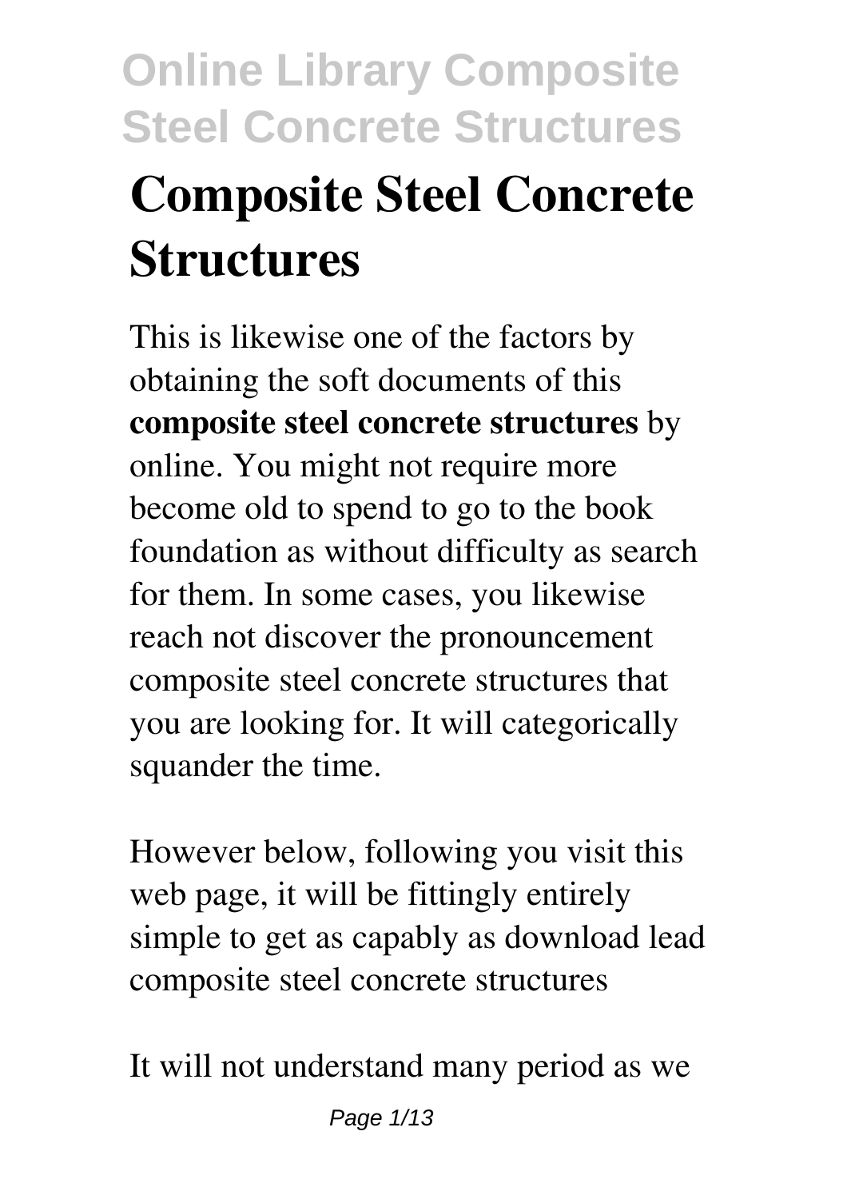# Composite Steel Concrete Structures

This is likewise one of the factors by obtaining the soft documents of this **composite steel concrete structures** by online. You might not require more become old to spend to go to the book foundation as without difficulty as search for them. In some cases, you likewise reach not discover the pronouncement composite steel concrete structures that you are looking for. It will categorically squander the time.

However below, following you visit this web page, it will be fittingly entirely simple to get as capably as download lead composite steel concrete structures

It will not understand many period as we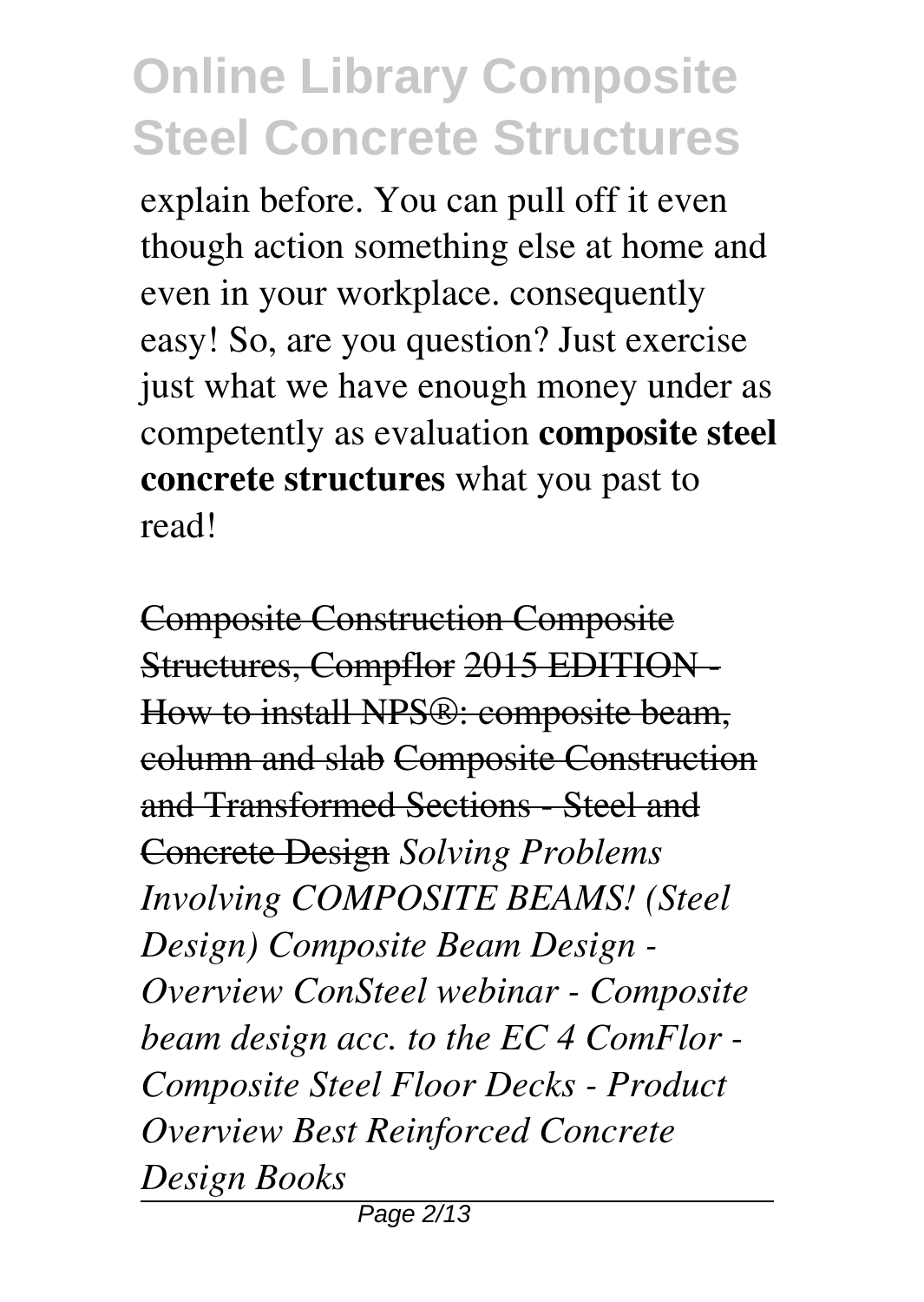explain before. You can pull off it even though action something else at home and even in your workplace. consequently easy! So, are you question? Just exercise just what we have enough money under as competently as evaluation **composite steel concrete structures** what you past to read!

~~Composite Construction Composite Structures, Compflor 2015 EDITION - How to install NPS®: composite beam, column and slab Composite Construction and Transformed Sections - Steel and Concrete Design~~ *Solving Problems Involving COMPOSITE BEAMS! (Steel Design) Composite Beam Design - Overview ConSteel webinar - Composite beam design acc. to the EC 4 ComFlor - Composite Steel Floor Decks - Product Overview Best Reinforced Concrete Design Books*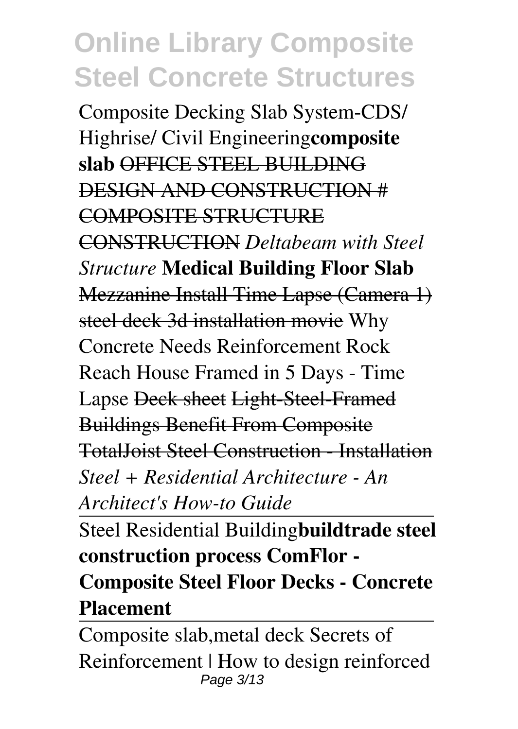Composite Decking Slab System-CDS/ Highrise/ Civil Engineering**composite slab** ~~OFFICE STEEL BUILDING DESIGN AND CONSTRUCTION # COMPOSITE STRUCTURE CONSTRUCTION~~ *Deltabeam with Steel Structure* **Medical Building Floor Slab** ~~Mezzanine Install Time Lapse (Camera 1)~~ ~~steel deck 3d installation movie~~ Why Concrete Needs Reinforcement Rock Reach House Framed in 5 Days - Time Lapse ~~Deck sheet~~ ~~Light-Steel-Framed Buildings Benefit From Composite~~ ~~TotalJoist Steel Construction - Installation~~ *Steel + Residential Architecture - An Architect's How-to Guide*

Steel Residential Building**buildtrade steel construction process ComFlor - Composite Steel Floor Decks - Concrete Placement**

Composite slab,metal deck Secrets of Reinforcement | How to design reinforced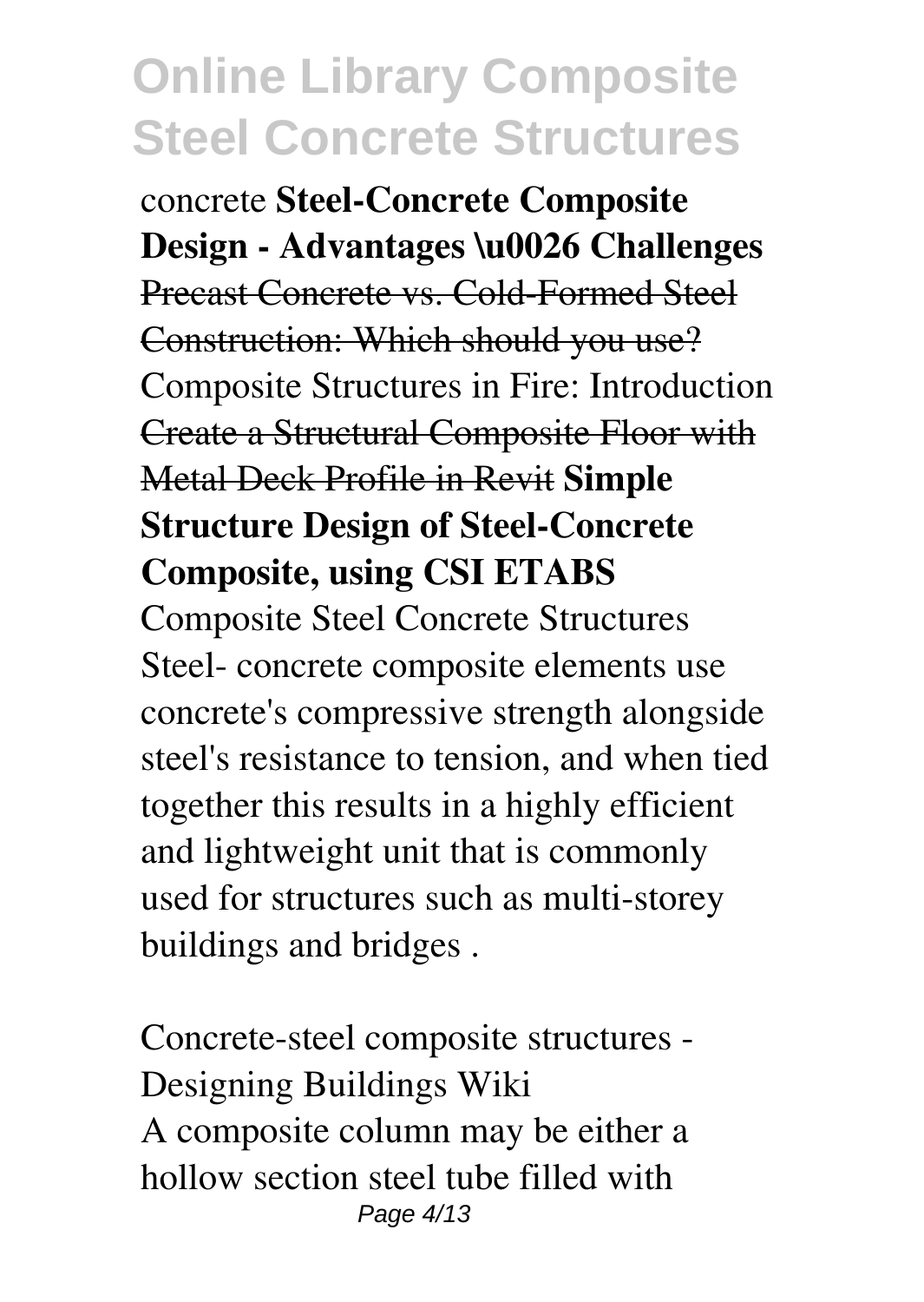concrete **Steel-Concrete Composite Design - Advantages \u0026 Challenges** ~~Precast Concrete vs. Cold-Formed Steel Construction: Which should you use?~~ Composite Structures in Fire: Introduction ~~Create a Structural Composite Floor with Metal Deck Profile in Revit~~ **Simple Structure Design of Steel-Concrete Composite, using CSI ETABS**

Composite Steel Concrete Structures

Steel- concrete composite elements use concrete's compressive strength alongside steel's resistance to tension, and when tied together this results in a highly efficient and lightweight unit that is commonly used for structures such as multi-storey buildings and bridges .

Concrete-steel composite structures - Designing Buildings Wiki

A composite column may be either a hollow section steel tube filled with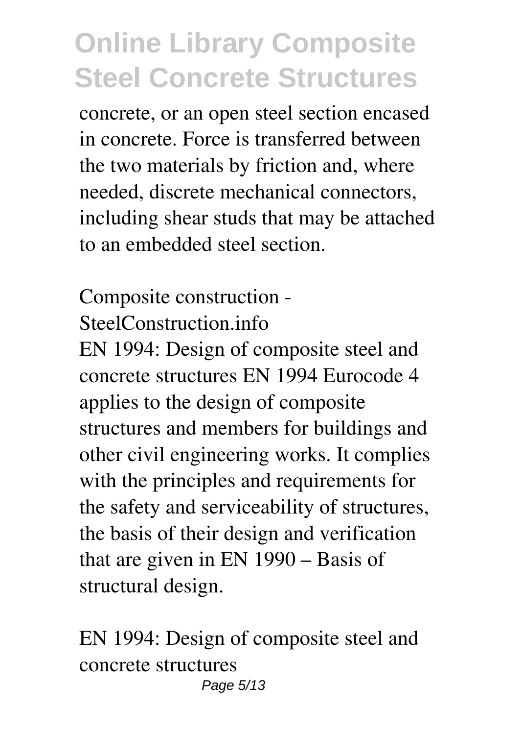concrete, or an open steel section encased in concrete. Force is transferred between the two materials by friction and, where needed, discrete mechanical connectors, including shear studs that may be attached to an embedded steel section.

Composite construction - SteelConstruction.info

EN 1994: Design of composite steel and concrete structures EN 1994 Eurocode 4 applies to the design of composite structures and members for buildings and other civil engineering works. It complies with the principles and requirements for the safety and serviceability of structures, the basis of their design and verification that are given in EN 1990 – Basis of structural design.

EN 1994: Design of composite steel and concrete structures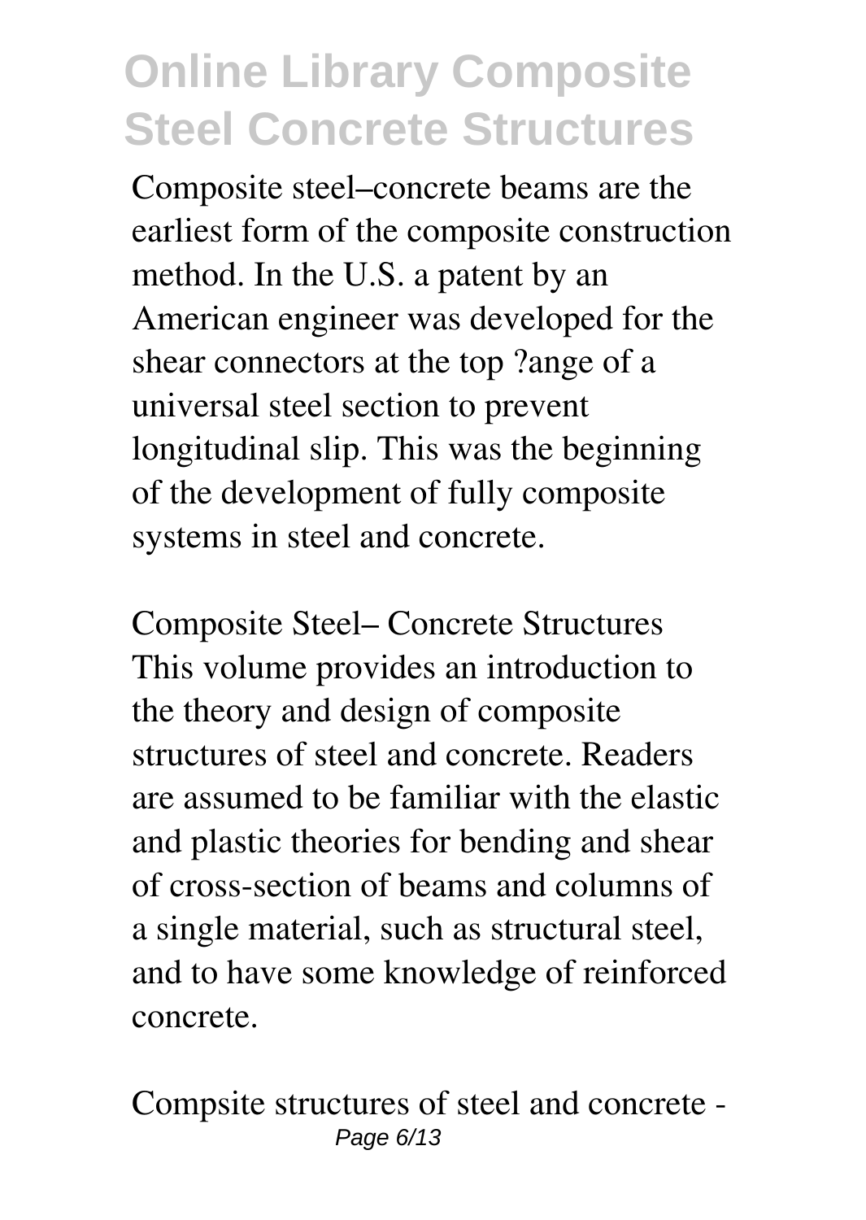Composite steel–concrete beams are the earliest form of the composite construction method. In the U.S. a patent by an American engineer was developed for the shear connectors at the top ?ange of a universal steel section to prevent longitudinal slip. This was the beginning of the development of fully composite systems in steel and concrete.

Composite Steel– Concrete Structures
This volume provides an introduction to the theory and design of composite structures of steel and concrete. Readers are assumed to be familiar with the elastic and plastic theories for bending and shear of cross-section of beams and columns of a single material, such as structural steel, and to have some knowledge of reinforced concrete.

Compsite structures of steel and concrete -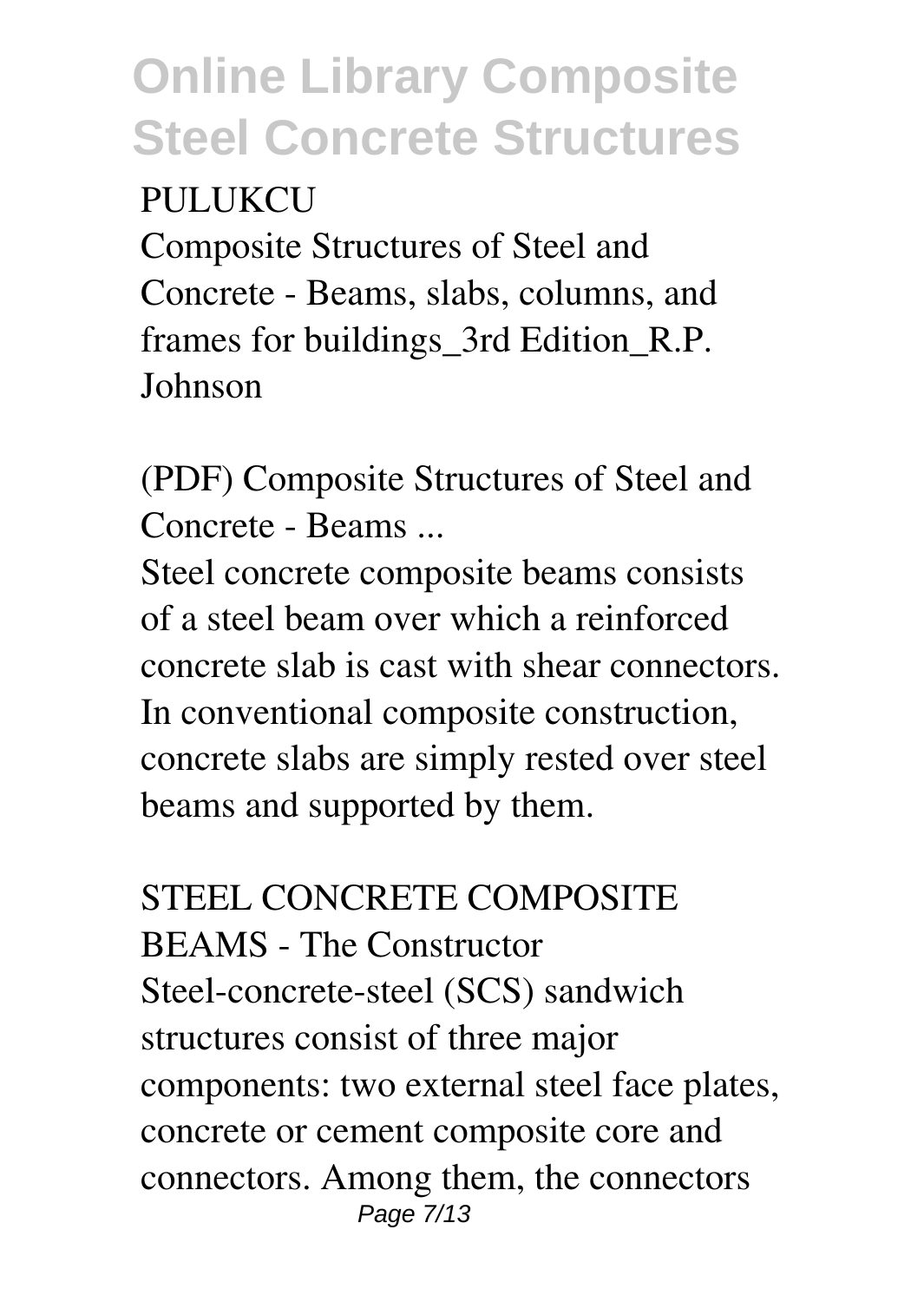PULUKCU

Composite Structures of Steel and Concrete - Beams, slabs, columns, and frames for buildings_3rd Edition_R.P. Johnson

(PDF) Composite Structures of Steel and Concrete - Beams ...

Steel concrete composite beams consists of a steel beam over which a reinforced concrete slab is cast with shear connectors. In conventional composite construction, concrete slabs are simply rested over steel beams and supported by them.

STEEL CONCRETE COMPOSITE BEAMS - The Constructor

Steel-concrete-steel (SCS) sandwich structures consist of three major components: two external steel face plates, concrete or cement composite core and connectors. Among them, the connectors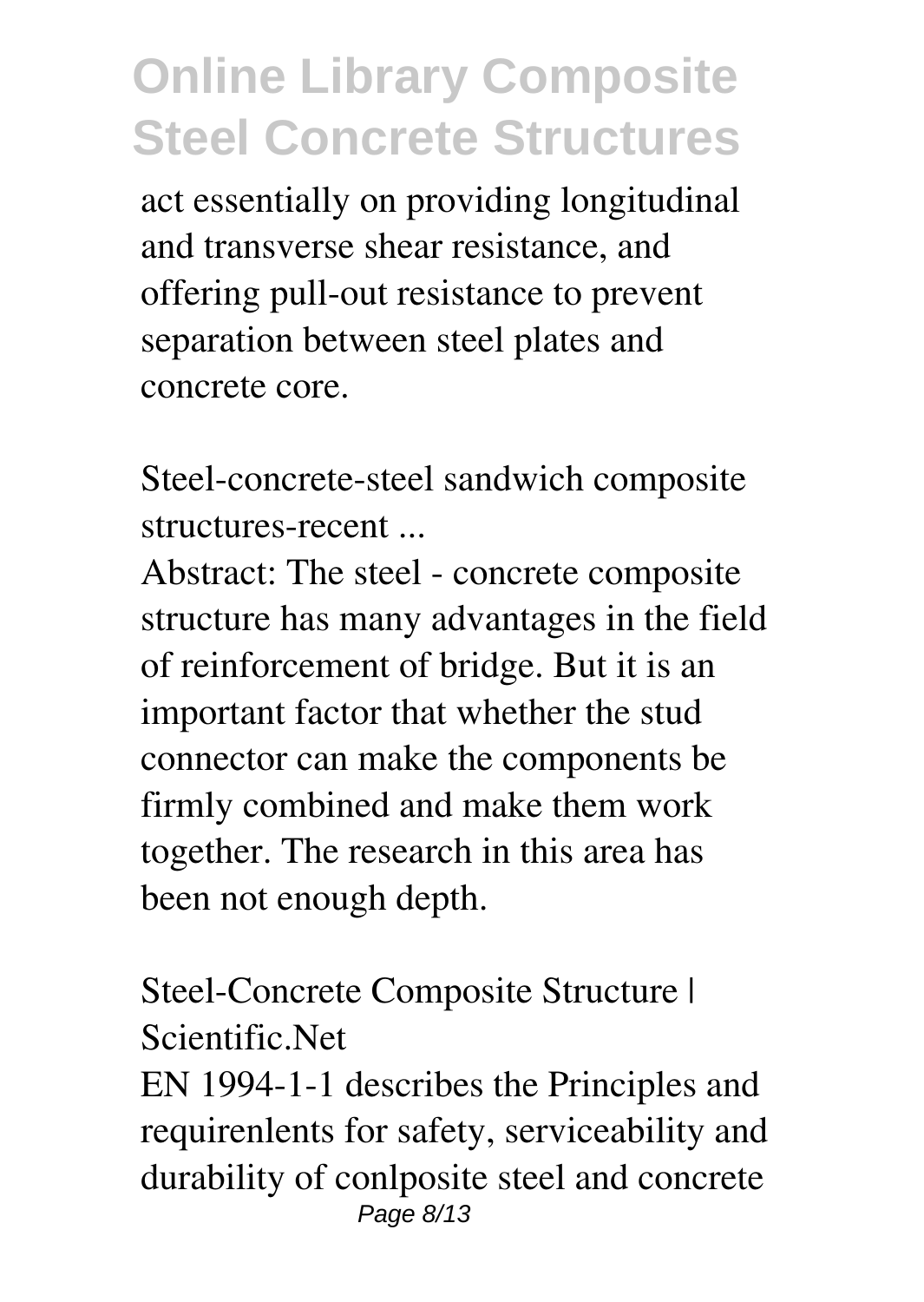act essentially on providing longitudinal and transverse shear resistance, and offering pull-out resistance to prevent separation between steel plates and concrete core.

Steel-concrete-steel sandwich composite structures-recent ...

Abstract: The steel - concrete composite structure has many advantages in the field of reinforcement of bridge. But it is an important factor that whether the stud connector can make the components be firmly combined and make them work together. The research in this area has been not enough depth.

Steel-Concrete Composite Structure | Scientific.Net

EN 1994-1-1 describes the Principles and requirenlents for safety, serviceability and durability of conlposite steel and concrete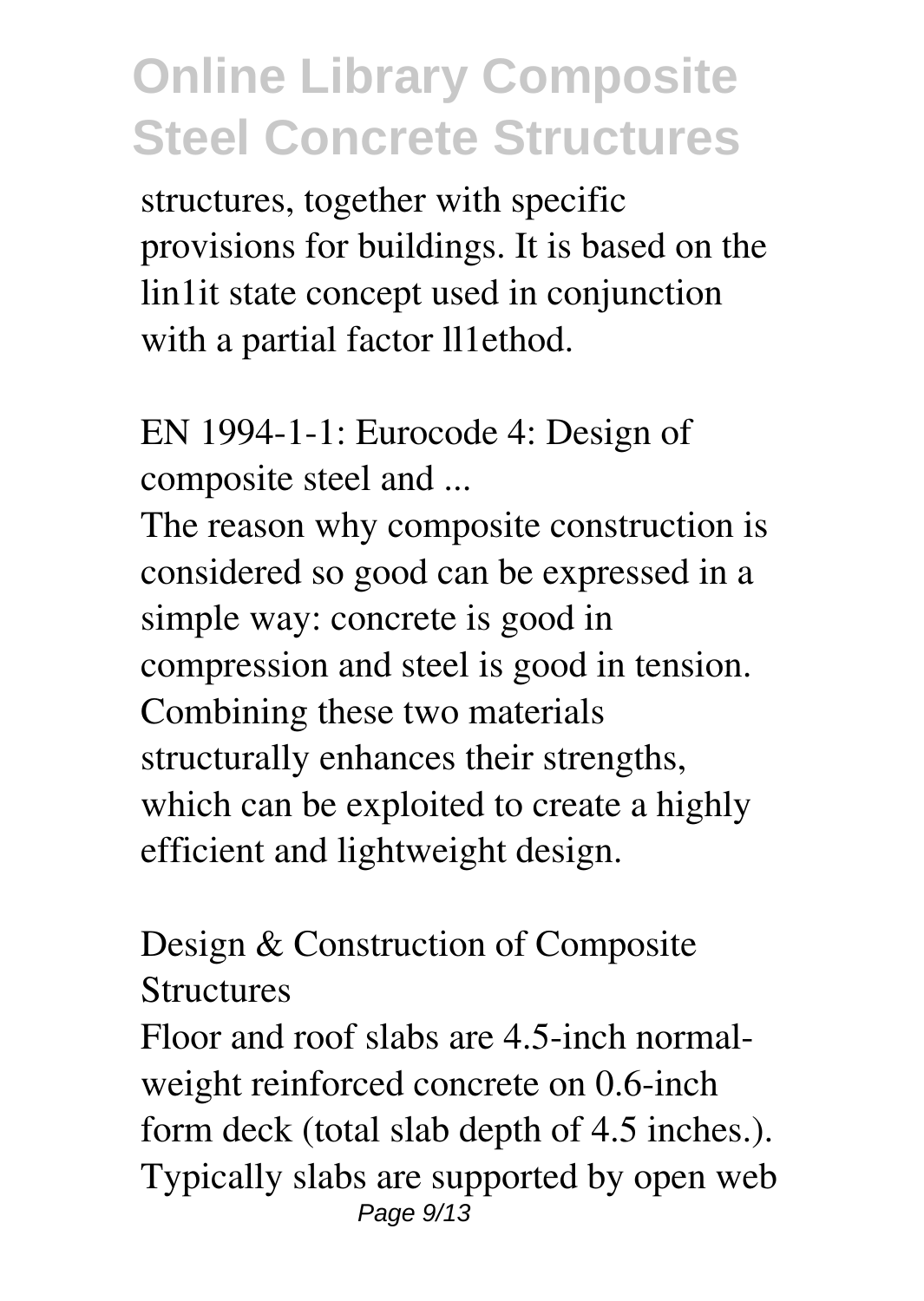structures, together with specific provisions for buildings. It is based on the lin1it state concept used in conjunction with a partial factor ll1ethod.

## EN 1994-1-1: Eurocode 4: Design of composite steel and ...

The reason why composite construction is considered so good can be expressed in a simple way: concrete is good in compression and steel is good in tension. Combining these two materials structurally enhances their strengths, which can be exploited to create a highly efficient and lightweight design.

## Design & Construction of Composite Structures

Floor and roof slabs are 4.5-inch normal-weight reinforced concrete on 0.6-inch form deck (total slab depth of 4.5 inches.). Typically slabs are supported by open web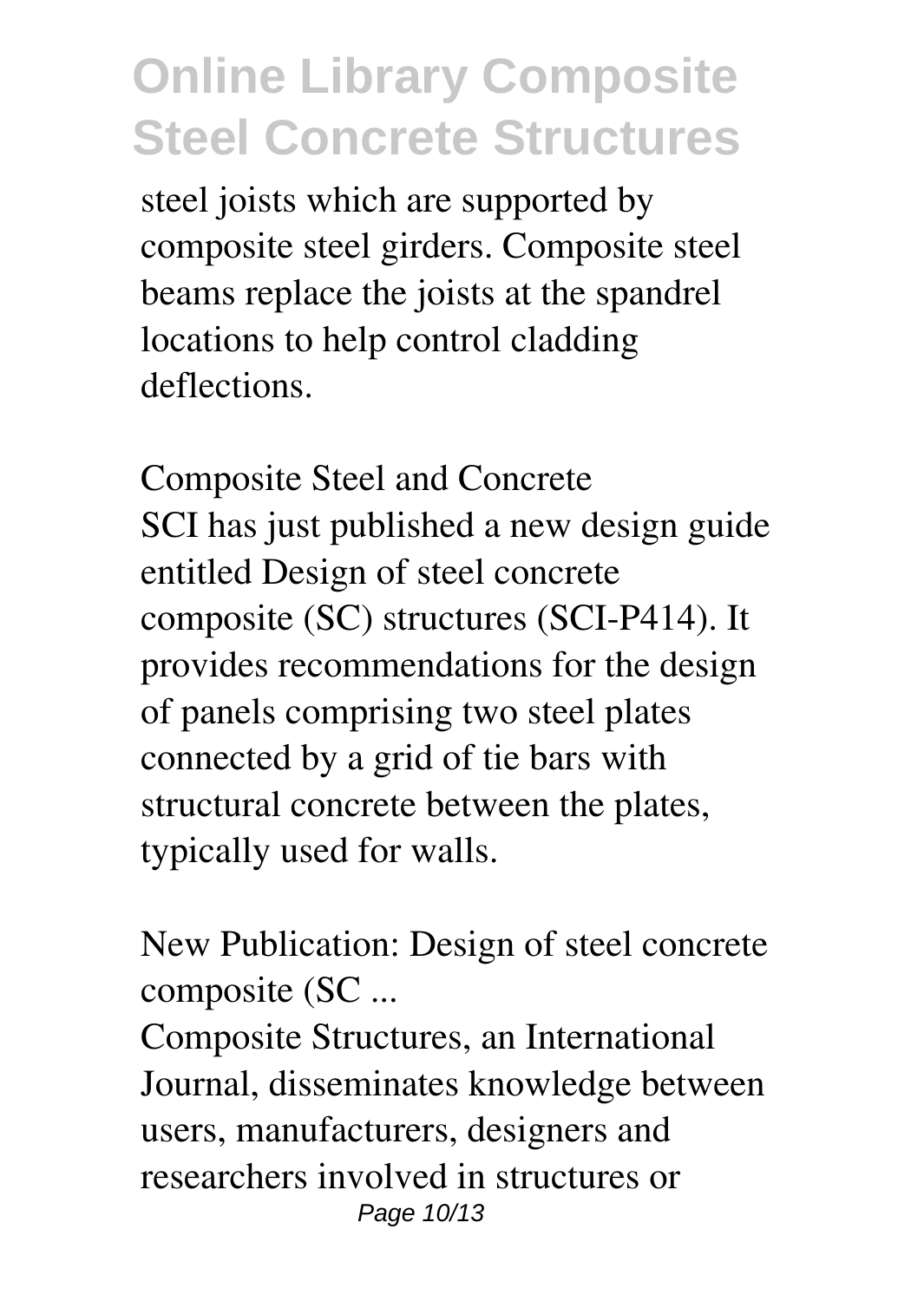steel joists which are supported by composite steel girders. Composite steel beams replace the joists at the spandrel locations to help control cladding deflections.

Composite Steel and Concrete

SCI has just published a new design guide entitled Design of steel concrete composite (SC) structures (SCI-P414). It provides recommendations for the design of panels comprising two steel plates connected by a grid of tie bars with structural concrete between the plates, typically used for walls.

New Publication: Design of steel concrete composite (SC ...

Composite Structures, an International Journal, disseminates knowledge between users, manufacturers, designers and researchers involved in structures or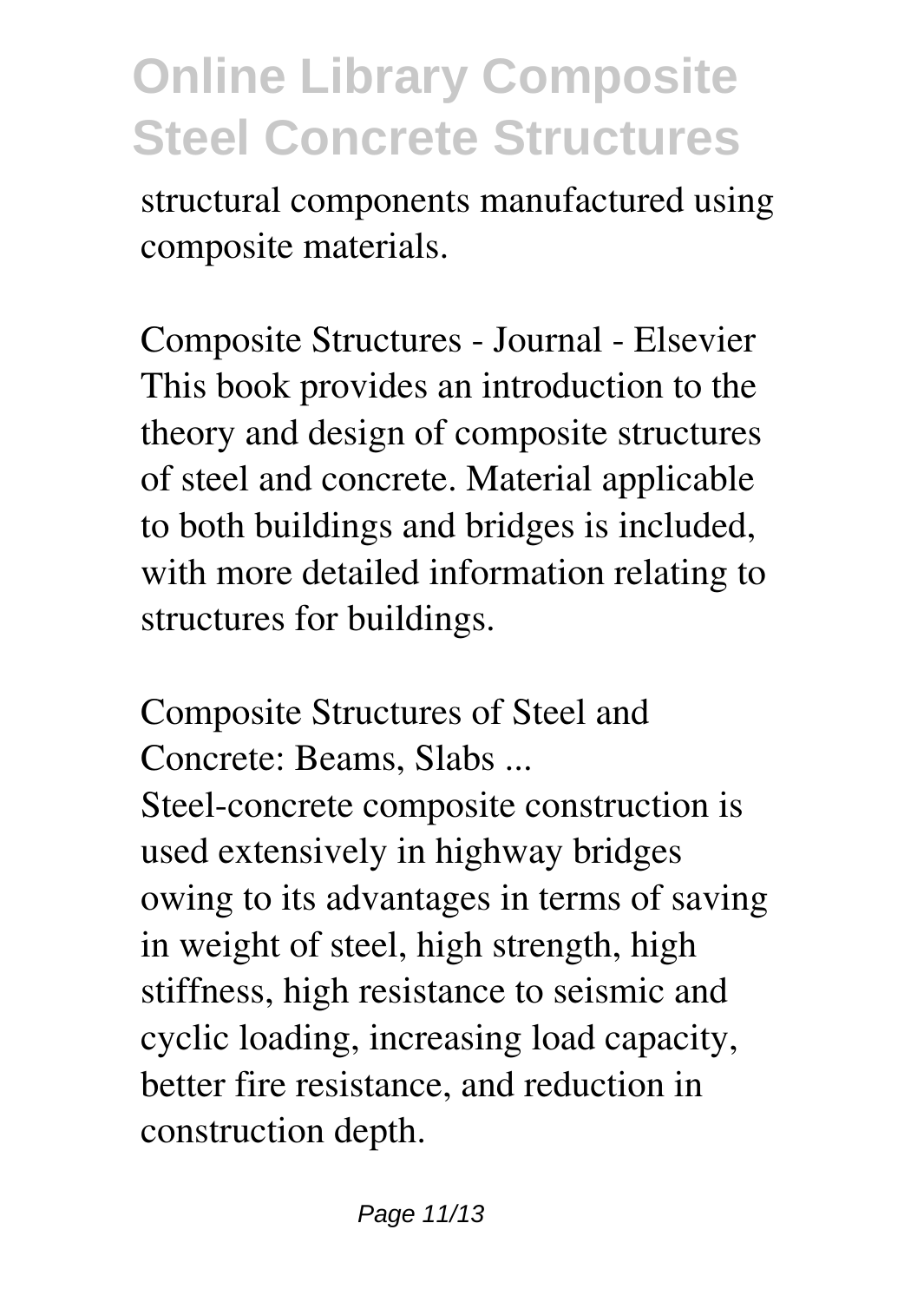structural components manufactured using composite materials.

Composite Structures - Journal - Elsevier

This book provides an introduction to the theory and design of composite structures of steel and concrete. Material applicable to both buildings and bridges is included, with more detailed information relating to structures for buildings.

Composite Structures of Steel and Concrete: Beams, Slabs ...

Steel-concrete composite construction is used extensively in highway bridges owing to its advantages in terms of saving in weight of steel, high strength, high stiffness, high resistance to seismic and cyclic loading, increasing load capacity, better fire resistance, and reduction in construction depth.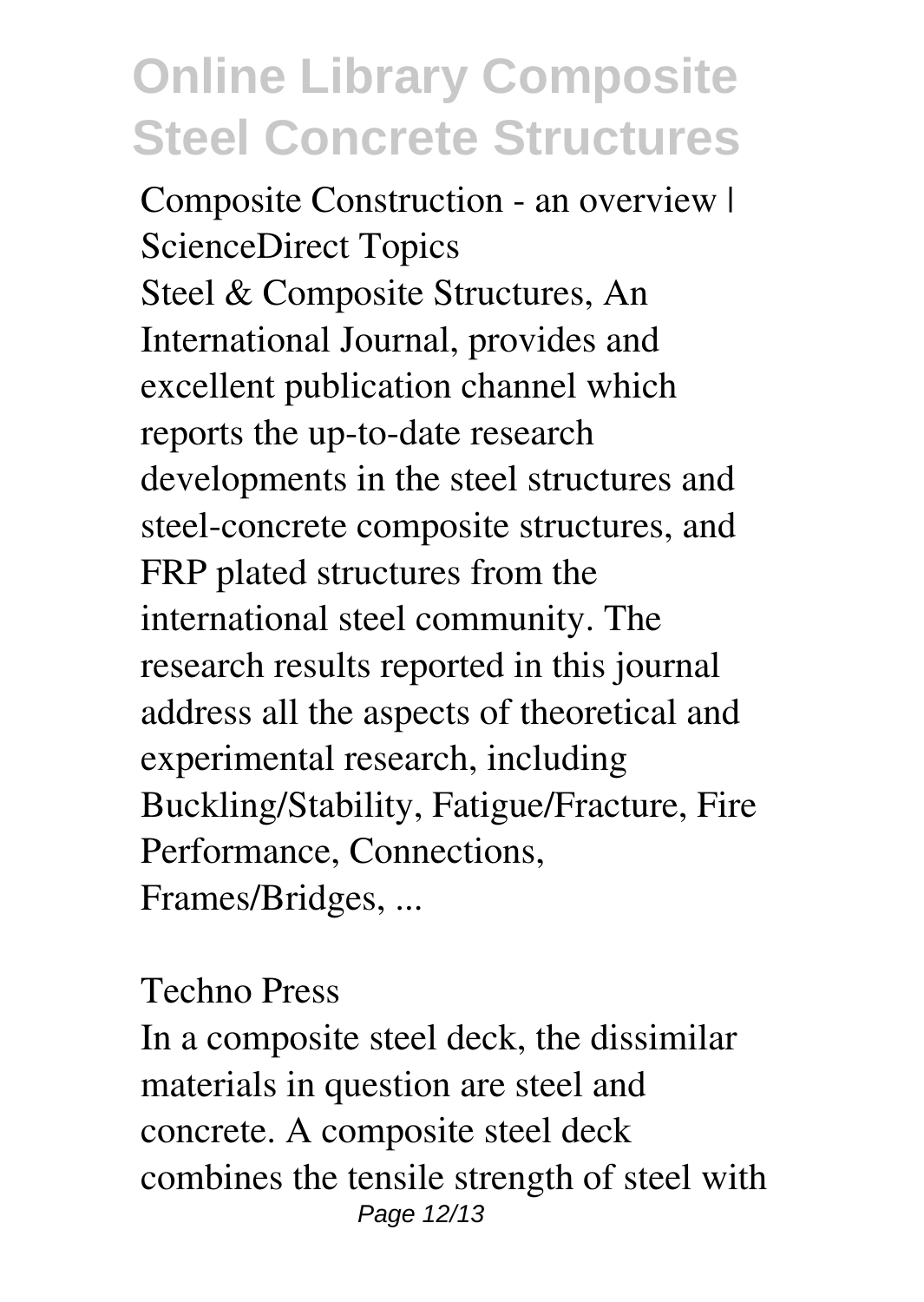Composite Construction - an overview | ScienceDirect Topics

Steel & Composite Structures, An International Journal, provides and excellent publication channel which reports the up-to-date research developments in the steel structures and steel-concrete composite structures, and FRP plated structures from the international steel community. The research results reported in this journal address all the aspects of theoretical and experimental research, including Buckling/Stability, Fatigue/Fracture, Fire Performance, Connections, Frames/Bridges, ...

Techno Press

In a composite steel deck, the dissimilar materials in question are steel and concrete. A composite steel deck combines the tensile strength of steel with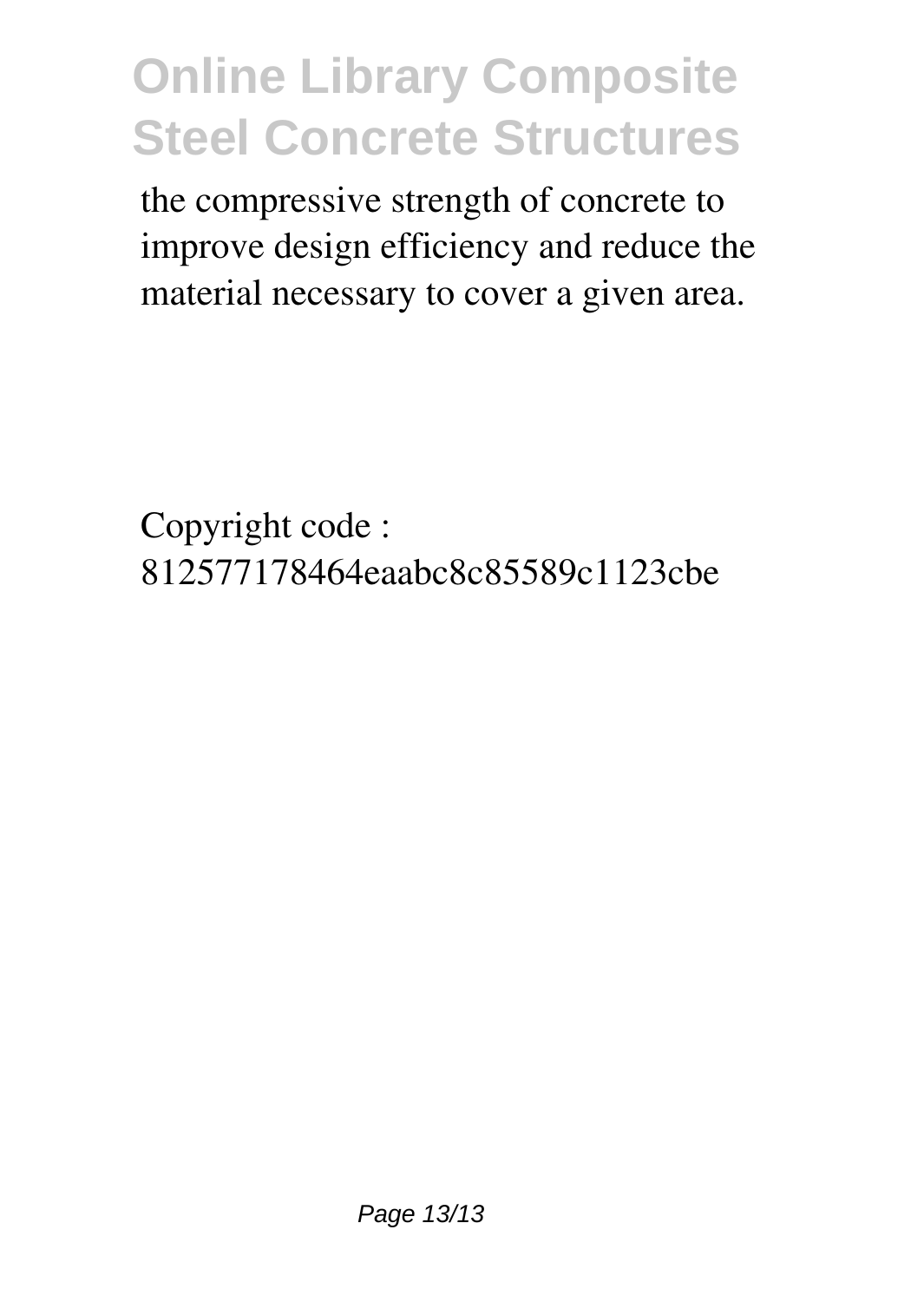the compressive strength of concrete to improve design efficiency and reduce the material necessary to cover a given area.

Copyright code : 812577178464eaabc8c85589c1123cbe